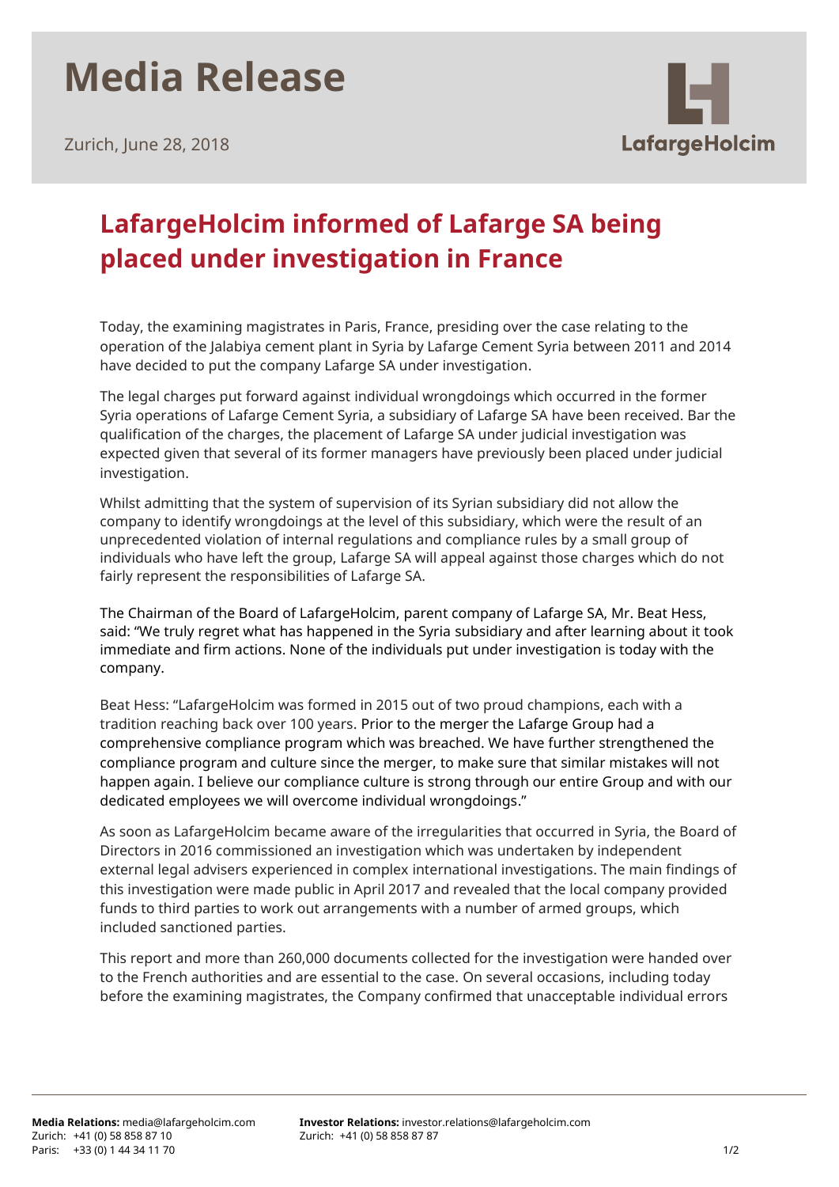# Media Release

Zurich, June 28, 2018

LafargeHolcim

## LafargeHolcim informed of Lafarge SA being placed under investigation in France

Today, the examining magistrates in Paris, France, presiding over the case relating to the operation of the Jalabiya cement plant in Syria by Lafarge Cement Syria between 2011 and 2014 have decided to put the company Lafarge SA under investigation.

The legal charges put forward against individual wrongdoings which occurred in the former Syria operations of Lafarge Cement Syria, a subsidiary of Lafarge SA have been received. Bar the qualification of the charges, the placement of Lafarge SA under judicial investigation was expected given that several of its former managers have previously been placed under judicial investigation.

Whilst admitting that the system of supervision of its Syrian subsidiary did not allow the company to identify wrongdoings at the level of this subsidiary, which were the result of an unprecedented violation of internal regulations and compliance rules by a small group of individuals who have left the group, Lafarge SA will appeal against those charges which do not fairly represent the responsibilities of Lafarge SA.

The Chairman of the Board of LafargeHolcim, parent company of Lafarge SA, Mr. Beat Hess, said: "We truly regret what has happened in the Syria subsidiary and after learning about it took immediate and firm actions. None of the individuals put under investigation is today with the company.

Beat Hess: "LafargeHolcim was formed in 2015 out of two proud champions, each with a tradition reaching back over 100 years. Prior to the merger the Lafarge Group had a comprehensive compliance program which was breached. We have further strengthened the compliance program and culture since the merger, to make sure that similar mistakes will not happen again. I believe our compliance culture is strong through our entire Group and with our dedicated employees we will overcome individual wrongdoings."

As soon as LafargeHolcim became aware of the irregularities that occurred in Syria, the Board of Directors in 2016 commissioned an investigation which was undertaken by independent external legal advisers experienced in complex international investigations. The main findings of this investigation were made public in April 2017 and revealed that the local company provided funds to third parties to work out arrangements with a number of armed groups, which included sanctioned parties.

This report and more than 260,000 documents collected for the investigation were handed over to the French authorities and are essential to the case. On several occasions, including today before the examining magistrates, the Company confirmed that unacceptable individual errors

**Media Relations:** media@lafargeholcim.com
Zurich: +41 (0) 58 858 87 10
Paris: +33 (0) 1 44 34 11 70

**Investor Relations:** investor.relations@lafargeholcim.com
Zurich: +41 (0) 58 858 87 87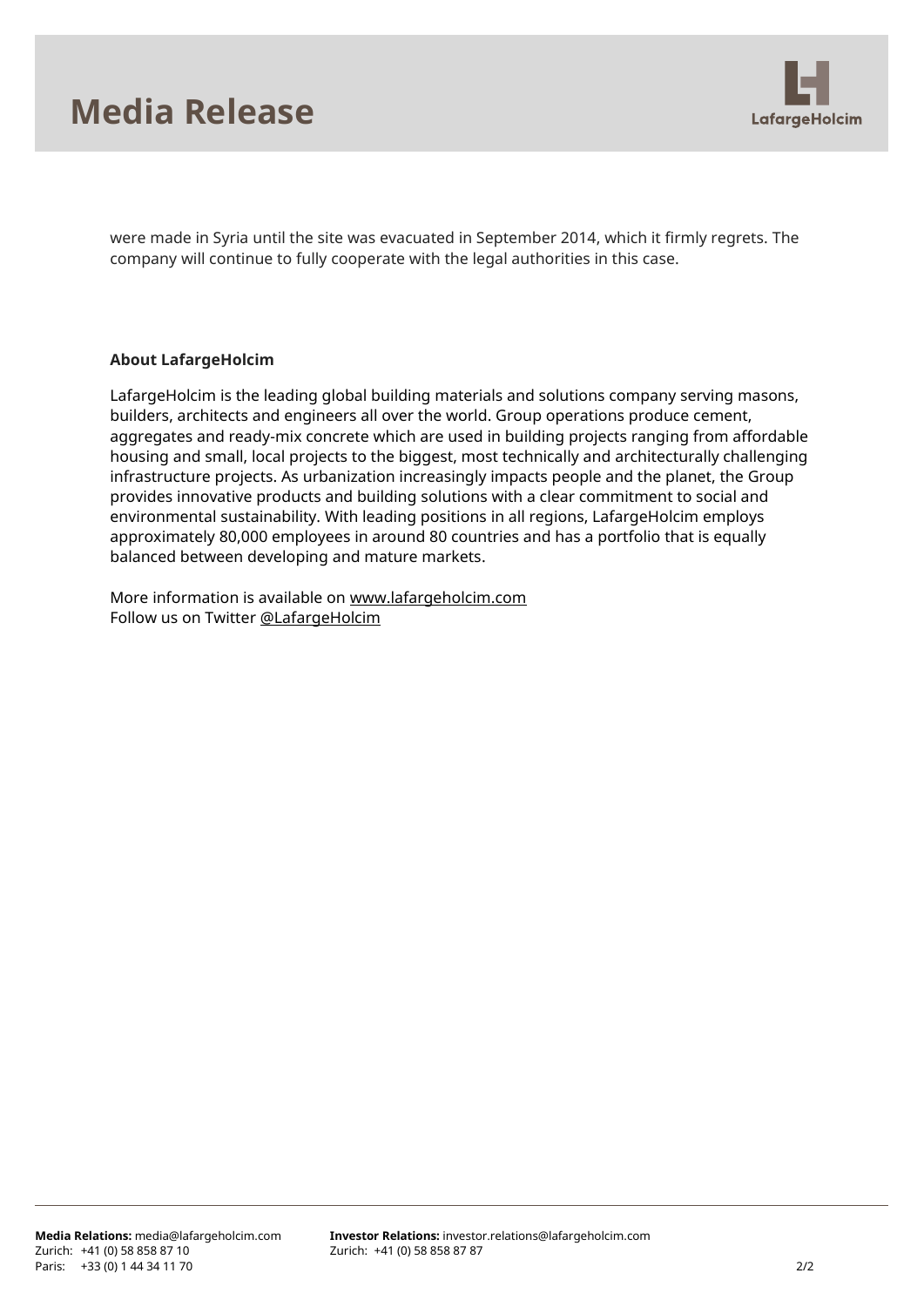were made in Syria until the site was evacuated in September 2014, which it firmly regrets. The company will continue to fully cooperate with the legal authorities in this case.

**About LafargeHolcim**

LafargeHolcim is the leading global building materials and solutions company serving masons, builders, architects and engineers all over the world. Group operations produce cement, aggregates and ready-mix concrete which are used in building projects ranging from affordable housing and small, local projects to the biggest, most technically and architecturally challenging infrastructure projects. As urbanization increasingly impacts people and the planet, the Group provides innovative products and building solutions with a clear commitment to social and environmental sustainability. With leading positions in all regions, LafargeHolcim employs approximately 80,000 employees in around 80 countries and has a portfolio that is equally balanced between developing and mature markets.

More information is available on www.lafargeholcim.com
Follow us on Twitter @LafargeHolcim

**Media Relations:** media@lafargeholcim.com
Zurich: +41 (0) 58 858 87 10
Paris: +33 (0) 1 44 34 11 70

**Investor Relations:** investor.relations@lafargeholcim.com
Zurich: +41 (0) 58 858 87 87